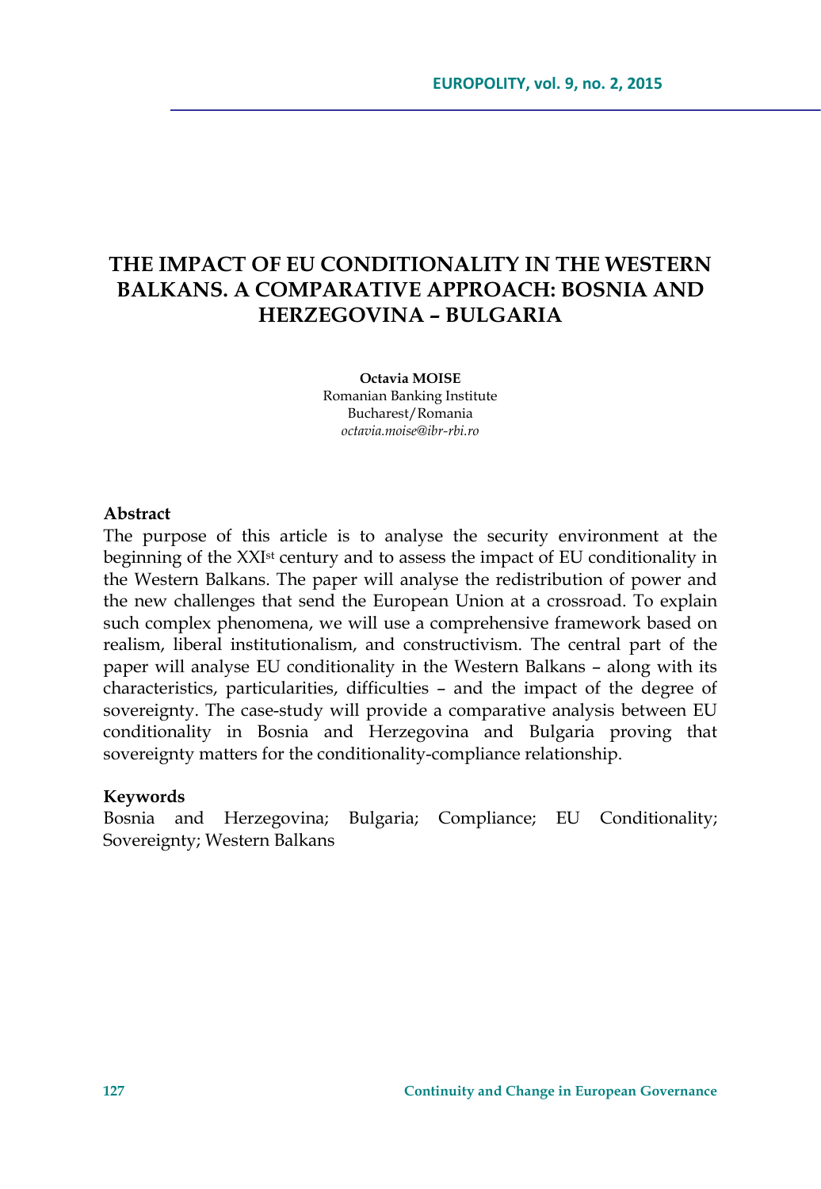# THE IMPACT OF EU CONDITIONALITY IN THE WESTERN BALKANS. A COMPARATIVE APPROACH: BOSNIA AND HERZEGOVINA – BULGARIA

**Octavia MOISE**
Romanian Banking Institute
Bucharest/Romania
*octavia.moise@ibr-rbi.ro*

**Abstract**

The purpose of this article is to analyse the security environment at the beginning of the XXI$^{st}$ century and to assess the impact of EU conditionality in the Western Balkans. The paper will analyse the redistribution of power and the new challenges that send the European Union at a crossroad. To explain such complex phenomena, we will use a comprehensive framework based on realism, liberal institutionalism, and constructivism. The central part of the paper will analyse EU conditionality in the Western Balkans – along with its characteristics, particularities, difficulties – and the impact of the degree of sovereignty. The case-study will provide a comparative analysis between EU conditionality in Bosnia and Herzegovina and Bulgaria proving that sovereignty matters for the conditionality-compliance relationship.

**Keywords**

Bosnia and Herzegovina; Bulgaria; Compliance; EU Conditionality; Sovereignty; Western Balkans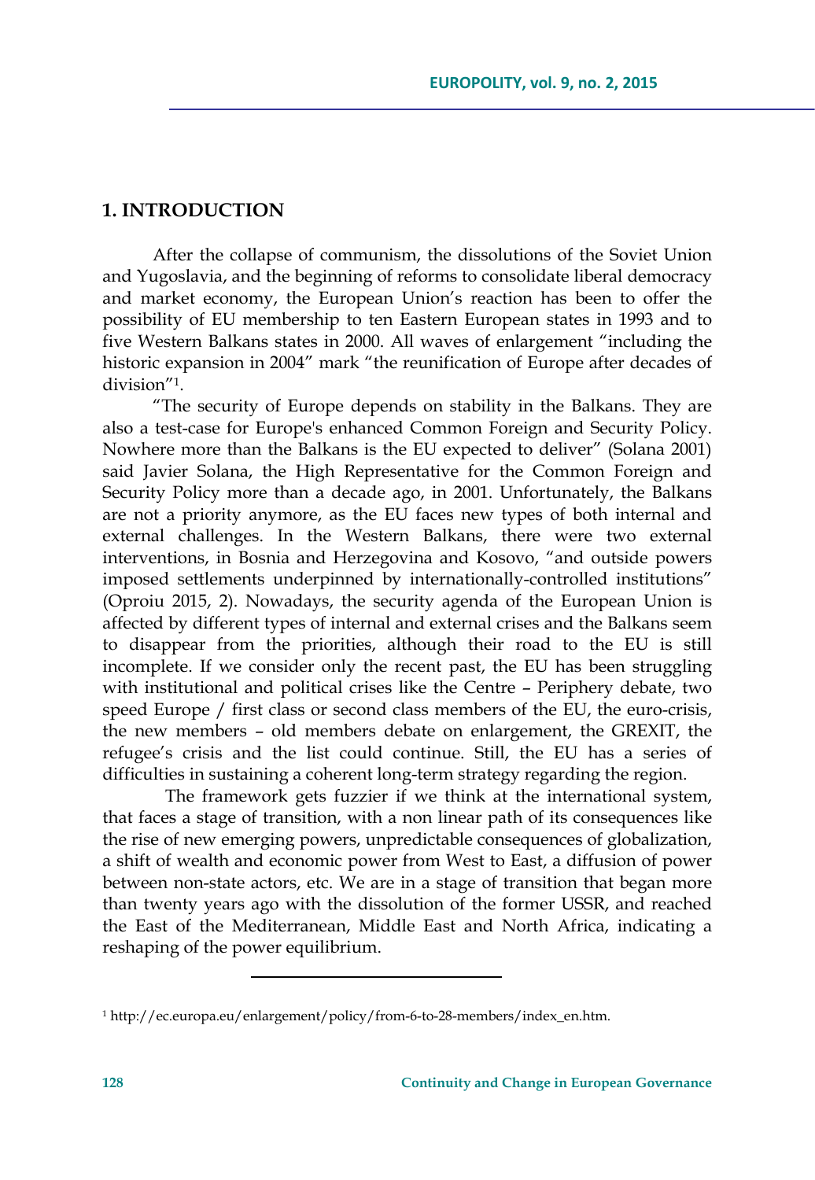## 1. INTRODUCTION

After the collapse of communism, the dissolutions of the Soviet Union and Yugoslavia, and the beginning of reforms to consolidate liberal democracy and market economy, the European Union's reaction has been to offer the possibility of EU membership to ten Eastern European states in 1993 and to five Western Balkans states in 2000. All waves of enlargement "including the historic expansion in 2004" mark "the reunification of Europe after decades of division"[1].

"The security of Europe depends on stability in the Balkans. They are also a test-case for Europe's enhanced Common Foreign and Security Policy. Nowhere more than the Balkans is the EU expected to deliver" (Solana 2001) said Javier Solana, the High Representative for the Common Foreign and Security Policy more than a decade ago, in 2001. Unfortunately, the Balkans are not a priority anymore, as the EU faces new types of both internal and external challenges. In the Western Balkans, there were two external interventions, in Bosnia and Herzegovina and Kosovo, "and outside powers imposed settlements underpinned by internationally-controlled institutions" (Oproiu 2015, 2). Nowadays, the security agenda of the European Union is affected by different types of internal and external crises and the Balkans seem to disappear from the priorities, although their road to the EU is still incomplete. If we consider only the recent past, the EU has been struggling with institutional and political crises like the Centre – Periphery debate, two speed Europe / first class or second class members of the EU, the euro-crisis, the new members – old members debate on enlargement, the GREXIT, the refugee's crisis and the list could continue. Still, the EU has a series of difficulties in sustaining a coherent long-term strategy regarding the region.

The framework gets fuzzier if we think at the international system, that faces a stage of transition, with a non linear path of its consequences like the rise of new emerging powers, unpredictable consequences of globalization, a shift of wealth and economic power from West to East, a diffusion of power between non-state actors, etc. We are in a stage of transition that began more than twenty years ago with the dissolution of the former USSR, and reached the East of the Mediterranean, Middle East and North Africa, indicating a reshaping of the power equilibrium.

---

[1] http://ec.europa.eu/enlargement/policy/from-6-to-28-members/index_en.htm.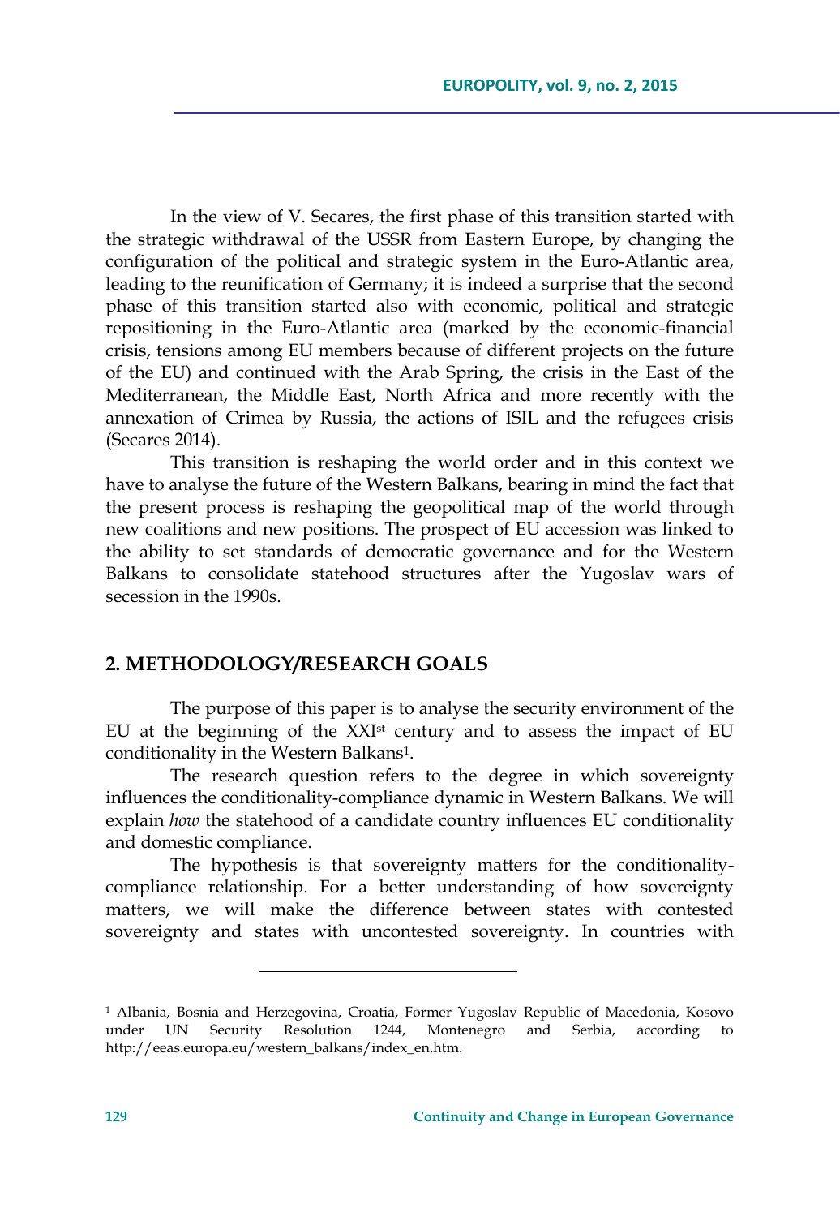In the view of V. Secares, the first phase of this transition started with the strategic withdrawal of the USSR from Eastern Europe, by changing the configuration of the political and strategic system in the Euro-Atlantic area, leading to the reunification of Germany; it is indeed a surprise that the second phase of this transition started also with economic, political and strategic repositioning in the Euro-Atlantic area (marked by the economic-financial crisis, tensions among EU members because of different projects on the future of the EU) and continued with the Arab Spring, the crisis in the East of the Mediterranean, the Middle East, North Africa and more recently with the annexation of Crimea by Russia, the actions of ISIL and the refugees crisis (Secares 2014).

This transition is reshaping the world order and in this context we have to analyse the future of the Western Balkans, bearing in mind the fact that the present process is reshaping the geopolitical map of the world through new coalitions and new positions. The prospect of EU accession was linked to the ability to set standards of democratic governance and for the Western Balkans to consolidate statehood structures after the Yugoslav wars of secession in the 1990s.

## 2. METHODOLOGY/RESEARCH GOALS

The purpose of this paper is to analyse the security environment of the EU at the beginning of the XXI$^{st}$ century and to assess the impact of EU conditionality in the Western Balkans[1].

The research question refers to the degree in which sovereignty influences the conditionality-compliance dynamic in Western Balkans. We will explain *how* the statehood of a candidate country influences EU conditionality and domestic compliance.

The hypothesis is that sovereignty matters for the conditionality-compliance relationship. For a better understanding of how sovereignty matters, we will make the difference between states with contested sovereignty and states with uncontested sovereignty. In countries with

---

[1] Albania, Bosnia and Herzegovina, Croatia, Former Yugoslav Republic of Macedonia, Kosovo under UN Security Resolution 1244, Montenegro and Serbia, according to http://eeas.europa.eu/western_balkans/index_en.htm.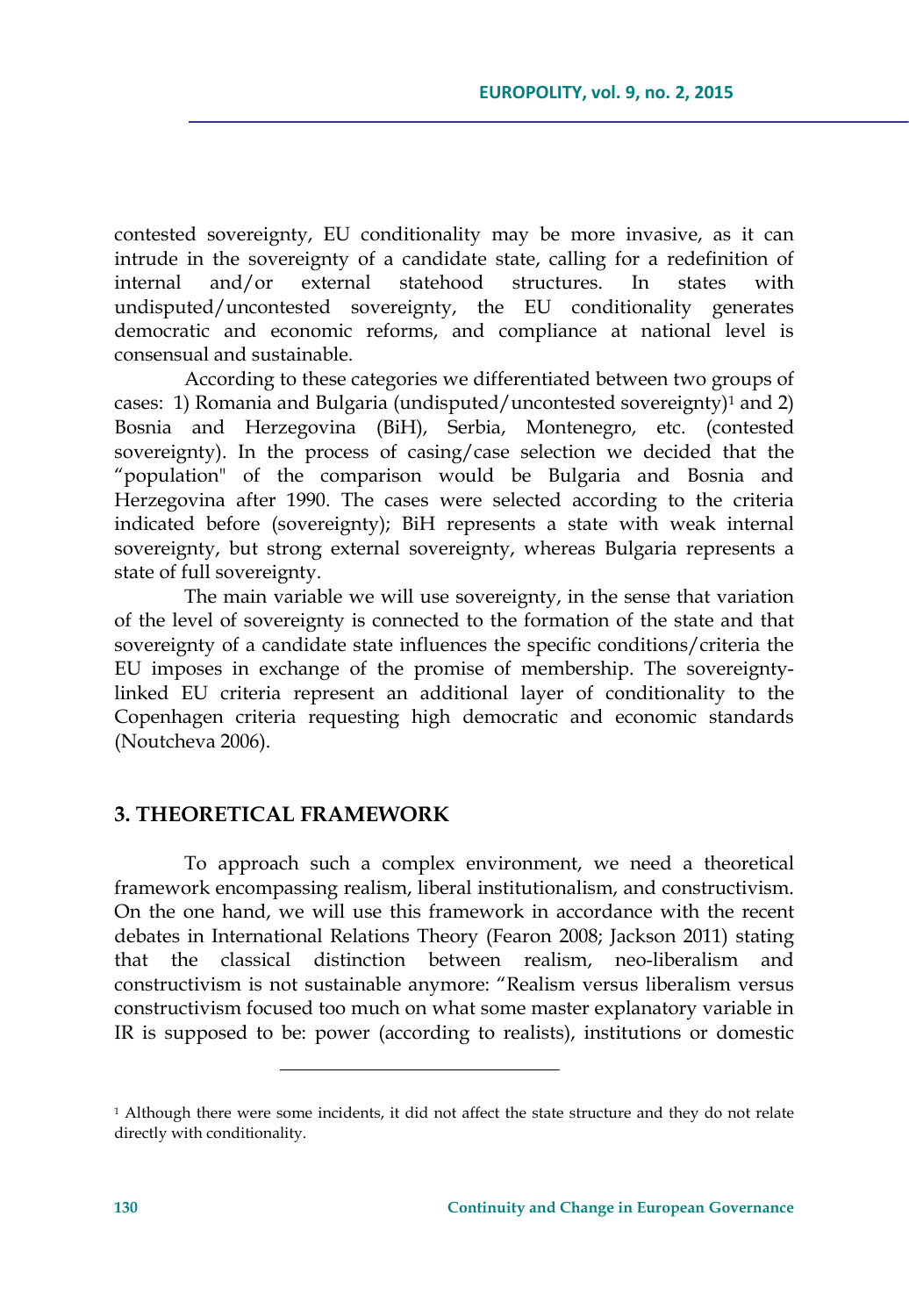contested sovereignty, EU conditionality may be more invasive, as it can intrude in the sovereignty of a candidate state, calling for a redefinition of internal and/or external statehood structures. In states with undisputed/uncontested sovereignty, the EU conditionality generates democratic and economic reforms, and compliance at national level is consensual and sustainable.

According to these categories we differentiated between two groups of cases: 1) Romania and Bulgaria (undisputed/uncontested sovereignty)[1] and 2) Bosnia and Herzegovina (BiH), Serbia, Montenegro, etc. (contested sovereignty). In the process of casing/case selection we decided that the "population" of the comparison would be Bulgaria and Bosnia and Herzegovina after 1990. The cases were selected according to the criteria indicated before (sovereignty); BiH represents a state with weak internal sovereignty, but strong external sovereignty, whereas Bulgaria represents a state of full sovereignty.

The main variable we will use sovereignty, in the sense that variation of the level of sovereignty is connected to the formation of the state and that sovereignty of a candidate state influences the specific conditions/criteria the EU imposes in exchange of the promise of membership. The sovereignty-linked EU criteria represent an additional layer of conditionality to the Copenhagen criteria requesting high democratic and economic standards (Noutcheva 2006).

## 3. THEORETICAL FRAMEWORK

To approach such a complex environment, we need a theoretical framework encompassing realism, liberal institutionalism, and constructivism. On the one hand, we will use this framework in accordance with the recent debates in International Relations Theory (Fearon 2008; Jackson 2011) stating that the classical distinction between realism, neo-liberalism and constructivism is not sustainable anymore: "Realism versus liberalism versus constructivism focused too much on what some master explanatory variable in IR is supposed to be: power (according to realists), institutions or domestic

---

[1] Although there were some incidents, it did not affect the state structure and they do not relate directly with conditionality.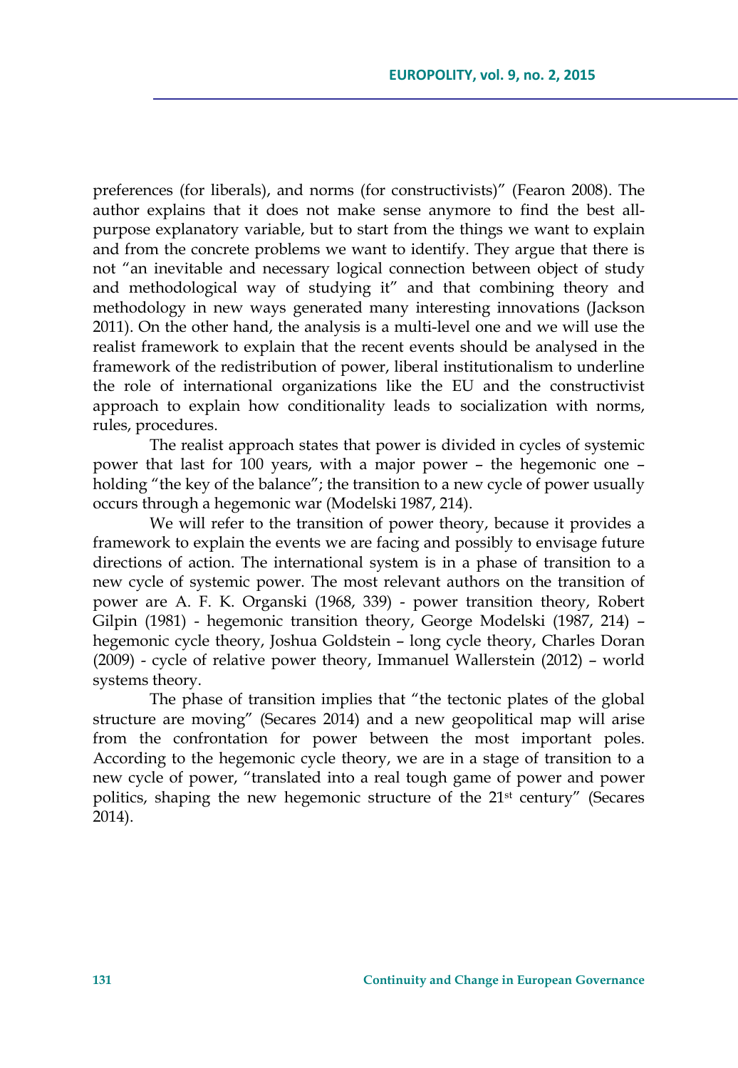preferences (for liberals), and norms (for constructivists)" (Fearon 2008). The author explains that it does not make sense anymore to find the best all-purpose explanatory variable, but to start from the things we want to explain and from the concrete problems we want to identify. They argue that there is not "an inevitable and necessary logical connection between object of study and methodological way of studying it" and that combining theory and methodology in new ways generated many interesting innovations (Jackson 2011). On the other hand, the analysis is a multi-level one and we will use the realist framework to explain that the recent events should be analysed in the framework of the redistribution of power, liberal institutionalism to underline the role of international organizations like the EU and the constructivist approach to explain how conditionality leads to socialization with norms, rules, procedures.

The realist approach states that power is divided in cycles of systemic power that last for 100 years, with a major power – the hegemonic one – holding "the key of the balance"; the transition to a new cycle of power usually occurs through a hegemonic war (Modelski 1987, 214).

We will refer to the transition of power theory, because it provides a framework to explain the events we are facing and possibly to envisage future directions of action. The international system is in a phase of transition to a new cycle of systemic power. The most relevant authors on the transition of power are A. F. K. Organski (1968, 339) - power transition theory, Robert Gilpin (1981) - hegemonic transition theory, George Modelski (1987, 214) – hegemonic cycle theory, Joshua Goldstein – long cycle theory, Charles Doran (2009) - cycle of relative power theory, Immanuel Wallerstein (2012) – world systems theory.

The phase of transition implies that "the tectonic plates of the global structure are moving" (Secares 2014) and a new geopolitical map will arise from the confrontation for power between the most important poles. According to the hegemonic cycle theory, we are in a stage of transition to a new cycle of power, "translated into a real tough game of power and power politics, shaping the new hegemonic structure of the 21st century" (Secares 2014).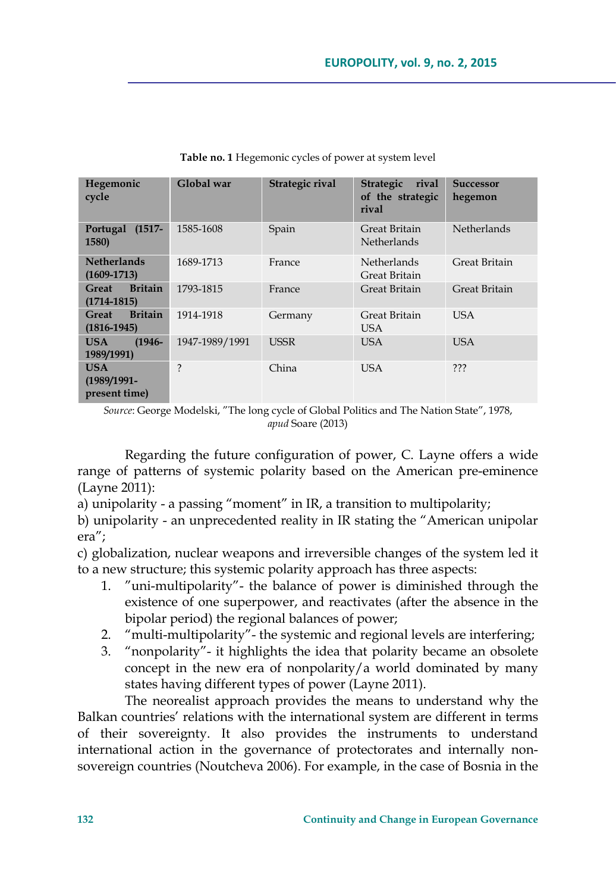**Table no. 1** Hegemonic cycles of power at system level

| Hegemonic cycle | Global war | Strategic rival | Strategic rival of the strategic rival | Successor hegemon |
|---|---|---|---|---|
| **Portugal (1517-1580)** | 1585-1608 | Spain | Great Britain Netherlands | Netherlands |
| **Netherlands (1609-1713)** | 1689-1713 | France | Netherlands Great Britain | Great Britain |
| **Great Britain (1714-1815)** | 1793-1815 | France | Great Britain | Great Britain |
| **Great Britain (1816-1945)** | 1914-1918 | Germany | Great Britain USA | USA |
| **USA (1946-1989/1991)** | 1947-1989/1991 | USSR | USA | USA |
| **USA (1989/1991-present time)** | ? | China | USA | ??? |

*Source*: George Modelski, "The long cycle of Global Politics and The Nation State", 1978, *apud* Soare (2013)

Regarding the future configuration of power, C. Layne offers a wide range of patterns of systemic polarity based on the American pre-eminence (Layne 2011):

a) unipolarity - a passing "moment" in IR, a transition to multipolarity;

b) unipolarity - an unprecedented reality in IR stating the "American unipolar era";

c) globalization, nuclear weapons and irreversible changes of the system led it to a new structure; this systemic polarity approach has three aspects:

1. "uni-multipolarity"- the balance of power is diminished through the existence of one superpower, and reactivates (after the absence in the bipolar period) the regional balances of power;
2. "multi-multipolarity"- the systemic and regional levels are interfering;
3. "nonpolarity"- it highlights the idea that polarity became an obsolete concept in the new era of nonpolarity/a world dominated by many states having different types of power (Layne 2011).

The neorealist approach provides the means to understand why the Balkan countries' relations with the international system are different in terms of their sovereignty. It also provides the instruments to understand international action in the governance of protectorates and internally non-sovereign countries (Noutcheva 2006). For example, in the case of Bosnia in the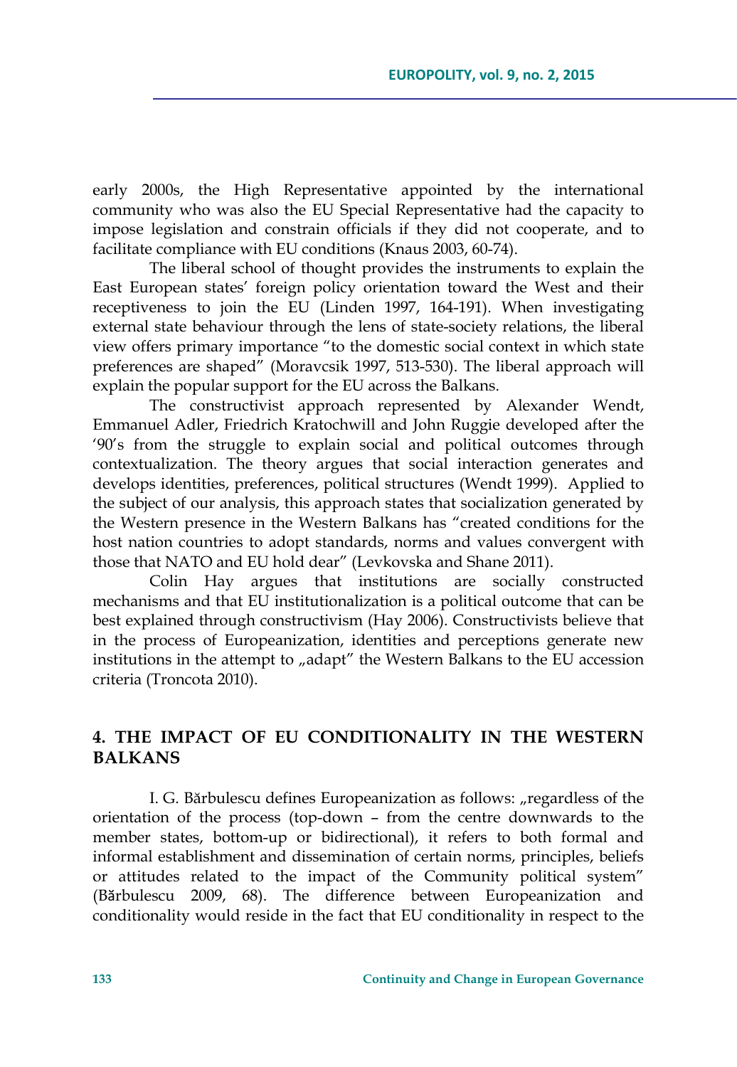early 2000s, the High Representative appointed by the international community who was also the EU Special Representative had the capacity to impose legislation and constrain officials if they did not cooperate, and to facilitate compliance with EU conditions (Knaus 2003, 60-74).

The liberal school of thought provides the instruments to explain the East European states' foreign policy orientation toward the West and their receptiveness to join the EU (Linden 1997, 164-191). When investigating external state behaviour through the lens of state-society relations, the liberal view offers primary importance "to the domestic social context in which state preferences are shaped" (Moravcsik 1997, 513-530). The liberal approach will explain the popular support for the EU across the Balkans.

The constructivist approach represented by Alexander Wendt, Emmanuel Adler, Friedrich Kratochwill and John Ruggie developed after the '90's from the struggle to explain social and political outcomes through contextualization. The theory argues that social interaction generates and develops identities, preferences, political structures (Wendt 1999). Applied to the subject of our analysis, this approach states that socialization generated by the Western presence in the Western Balkans has "created conditions for the host nation countries to adopt standards, norms and values convergent with those that NATO and EU hold dear" (Levkovska and Shane 2011).

Colin Hay argues that institutions are socially constructed mechanisms and that EU institutionalization is a political outcome that can be best explained through constructivism (Hay 2006). Constructivists believe that in the process of Europeanization, identities and perceptions generate new institutions in the attempt to „adapt" the Western Balkans to the EU accession criteria (Troncota 2010).

## 4. THE IMPACT OF EU CONDITIONALITY IN THE WESTERN BALKANS

I. G. Bărbulescu defines Europeanization as follows: „regardless of the orientation of the process (top-down – from the centre downwards to the member states, bottom-up or bidirectional), it refers to both formal and informal establishment and dissemination of certain norms, principles, beliefs or attitudes related to the impact of the Community political system" (Bărbulescu 2009, 68). The difference between Europeanization and conditionality would reside in the fact that EU conditionality in respect to the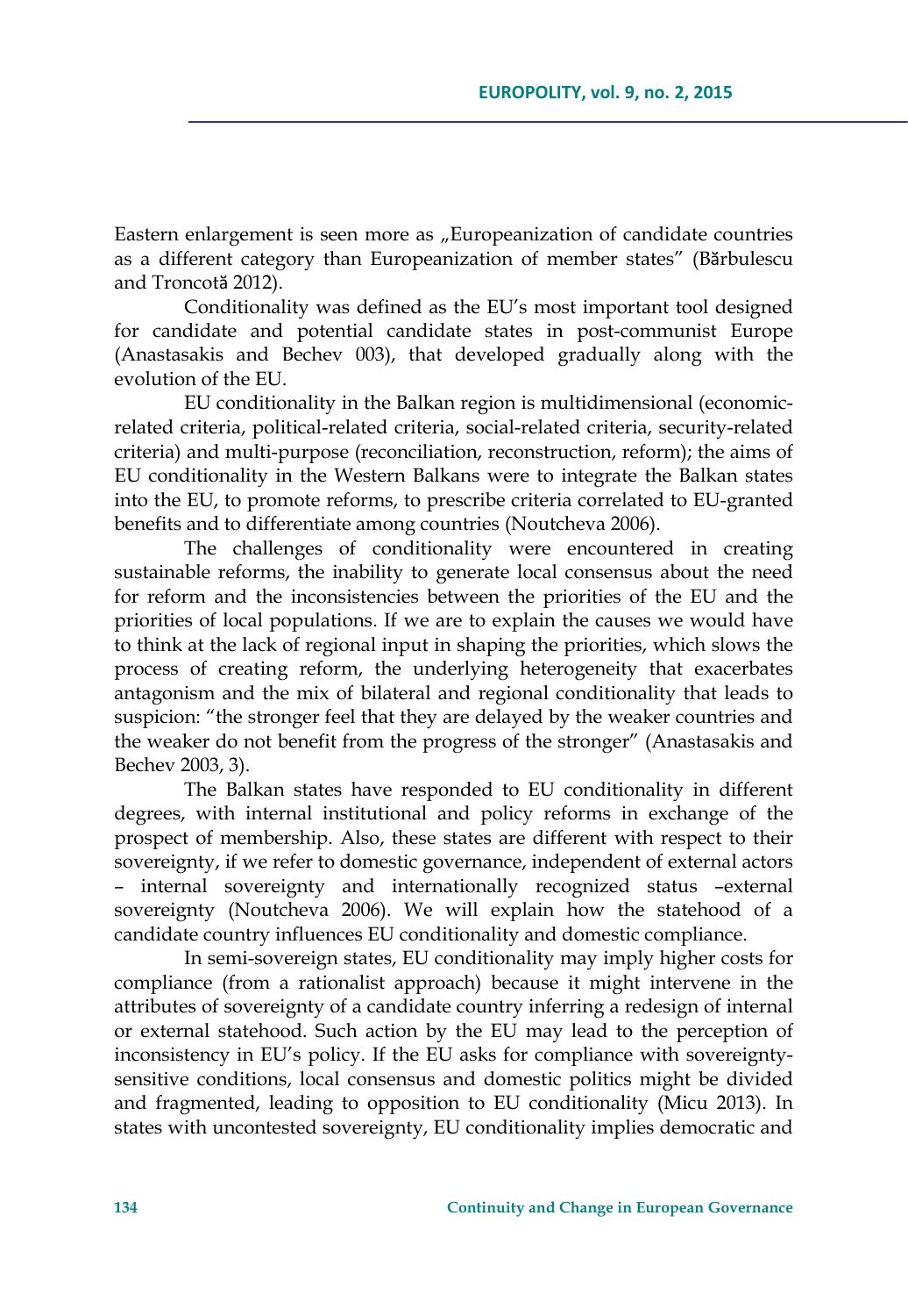Eastern enlargement is seen more as „Europeanization of candidate countries as a different category than Europeanization of member states" (Bărbulescu and Troncotă 2012).

Conditionality was defined as the EU's most important tool designed for candidate and potential candidate states in post-communist Europe (Anastasakis and Bechev 003), that developed gradually along with the evolution of the EU.

EU conditionality in the Balkan region is multidimensional (economic-related criteria, political-related criteria, social-related criteria, security-related criteria) and multi-purpose (reconciliation, reconstruction, reform); the aims of EU conditionality in the Western Balkans were to integrate the Balkan states into the EU, to promote reforms, to prescribe criteria correlated to EU-granted benefits and to differentiate among countries (Noutcheva 2006).

The challenges of conditionality were encountered in creating sustainable reforms, the inability to generate local consensus about the need for reform and the inconsistencies between the priorities of the EU and the priorities of local populations. If we are to explain the causes we would have to think at the lack of regional input in shaping the priorities, which slows the process of creating reform, the underlying heterogeneity that exacerbates antagonism and the mix of bilateral and regional conditionality that leads to suspicion: "the stronger feel that they are delayed by the weaker countries and the weaker do not benefit from the progress of the stronger" (Anastasakis and Bechev 2003, 3).

The Balkan states have responded to EU conditionality in different degrees, with internal institutional and policy reforms in exchange of the prospect of membership. Also, these states are different with respect to their sovereignty, if we refer to domestic governance, independent of external actors – internal sovereignty and internationally recognized status –external sovereignty (Noutcheva 2006). We will explain how the statehood of a candidate country influences EU conditionality and domestic compliance.

In semi-sovereign states, EU conditionality may imply higher costs for compliance (from a rationalist approach) because it might intervene in the attributes of sovereignty of a candidate country inferring a redesign of internal or external statehood. Such action by the EU may lead to the perception of inconsistency in EU's policy. If the EU asks for compliance with sovereignty-sensitive conditions, local consensus and domestic politics might be divided and fragmented, leading to opposition to EU conditionality (Micu 2013). In states with uncontested sovereignty, EU conditionality implies democratic and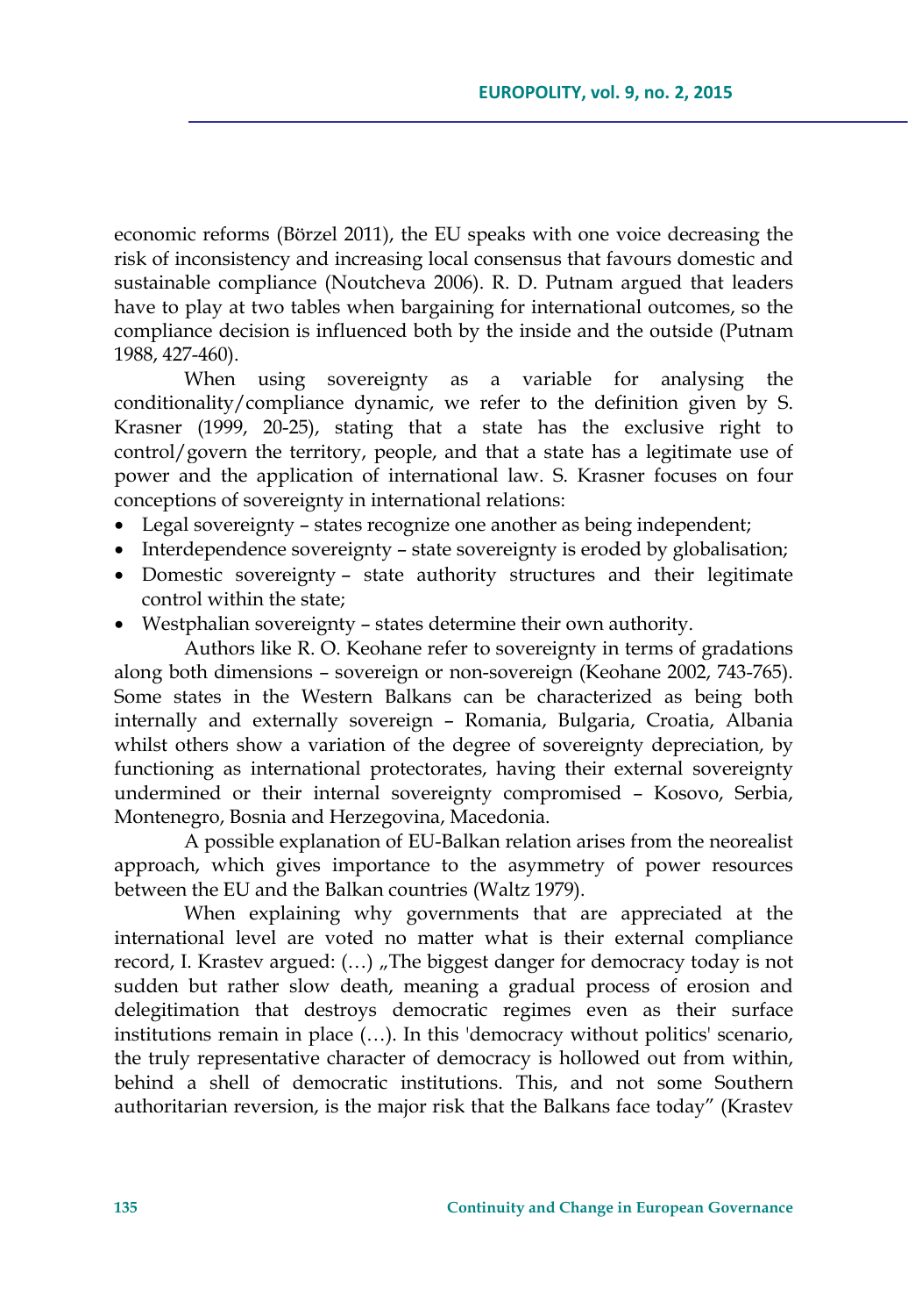economic reforms (Börzel 2011), the EU speaks with one voice decreasing the risk of inconsistency and increasing local consensus that favours domestic and sustainable compliance (Noutcheva 2006). R. D. Putnam argued that leaders have to play at two tables when bargaining for international outcomes, so the compliance decision is influenced both by the inside and the outside (Putnam 1988, 427-460).

When using sovereignty as a variable for analysing the conditionality/compliance dynamic, we refer to the definition given by S. Krasner (1999, 20-25), stating that a state has the exclusive right to control/govern the territory, people, and that a state has a legitimate use of power and the application of international law. S. Krasner focuses on four conceptions of sovereignty in international relations:

- Legal sovereignty – states recognize one another as being independent;
- Interdependence sovereignty – state sovereignty is eroded by globalisation;
- Domestic sovereignty – state authority structures and their legitimate control within the state;
- Westphalian sovereignty – states determine their own authority.

Authors like R. O. Keohane refer to sovereignty in terms of gradations along both dimensions – sovereign or non-sovereign (Keohane 2002, 743-765). Some states in the Western Balkans can be characterized as being both internally and externally sovereign – Romania, Bulgaria, Croatia, Albania whilst others show a variation of the degree of sovereignty depreciation, by functioning as international protectorates, having their external sovereignty undermined or their internal sovereignty compromised – Kosovo, Serbia, Montenegro, Bosnia and Herzegovina, Macedonia.

A possible explanation of EU-Balkan relation arises from the neorealist approach, which gives importance to the asymmetry of power resources between the EU and the Balkan countries (Waltz 1979).

When explaining why governments that are appreciated at the international level are voted no matter what is their external compliance record, I. Krastev argued: (…) „The biggest danger for democracy today is not sudden but rather slow death, meaning a gradual process of erosion and delegitimation that destroys democratic regimes even as their surface institutions remain in place (…). In this 'democracy without politics' scenario, the truly representative character of democracy is hollowed out from within, behind a shell of democratic institutions. This, and not some Southern authoritarian reversion, is the major risk that the Balkans face today" (Krastev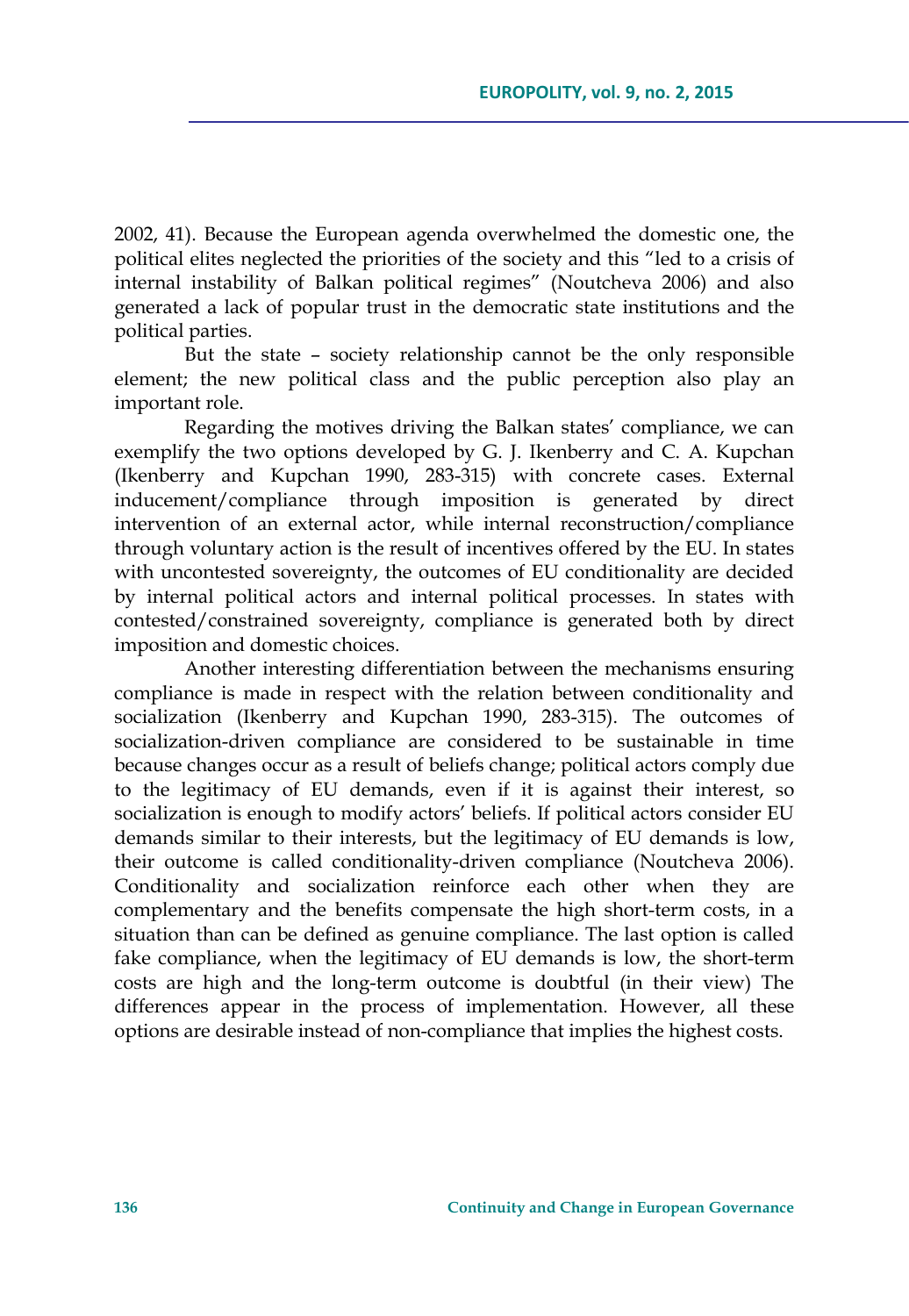2002, 41). Because the European agenda overwhelmed the domestic one, the political elites neglected the priorities of the society and this "led to a crisis of internal instability of Balkan political regimes" (Noutcheva 2006) and also generated a lack of popular trust in the democratic state institutions and the political parties.

But the state – society relationship cannot be the only responsible element; the new political class and the public perception also play an important role.

Regarding the motives driving the Balkan states' compliance, we can exemplify the two options developed by G. J. Ikenberry and C. A. Kupchan (Ikenberry and Kupchan 1990, 283-315) with concrete cases. External inducement/compliance through imposition is generated by direct intervention of an external actor, while internal reconstruction/compliance through voluntary action is the result of incentives offered by the EU. In states with uncontested sovereignty, the outcomes of EU conditionality are decided by internal political actors and internal political processes. In states with contested/constrained sovereignty, compliance is generated both by direct imposition and domestic choices.

Another interesting differentiation between the mechanisms ensuring compliance is made in respect with the relation between conditionality and socialization (Ikenberry and Kupchan 1990, 283-315). The outcomes of socialization-driven compliance are considered to be sustainable in time because changes occur as a result of beliefs change; political actors comply due to the legitimacy of EU demands, even if it is against their interest, so socialization is enough to modify actors' beliefs. If political actors consider EU demands similar to their interests, but the legitimacy of EU demands is low, their outcome is called conditionality-driven compliance (Noutcheva 2006). Conditionality and socialization reinforce each other when they are complementary and the benefits compensate the high short-term costs, in a situation than can be defined as genuine compliance. The last option is called fake compliance, when the legitimacy of EU demands is low, the short-term costs are high and the long-term outcome is doubtful (in their view) The differences appear in the process of implementation. However, all these options are desirable instead of non-compliance that implies the highest costs.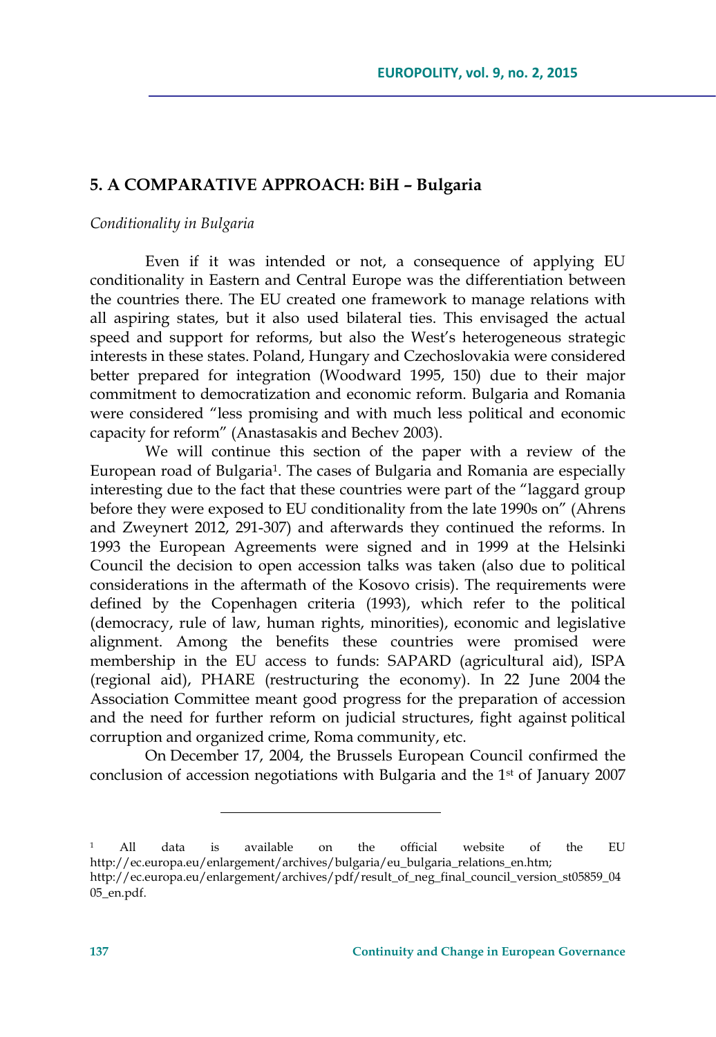## 5. A COMPARATIVE APPROACH: BiH – Bulgaria

*Conditionality in Bulgaria*

Even if it was intended or not, a consequence of applying EU conditionality in Eastern and Central Europe was the differentiation between the countries there. The EU created one framework to manage relations with all aspiring states, but it also used bilateral ties. This envisaged the actual speed and support for reforms, but also the West's heterogeneous strategic interests in these states. Poland, Hungary and Czechoslovakia were considered better prepared for integration (Woodward 1995, 150) due to their major commitment to democratization and economic reform. Bulgaria and Romania were considered "less promising and with much less political and economic capacity for reform" (Anastasakis and Bechev 2003).

We will continue this section of the paper with a review of the European road of Bulgaria[1]. The cases of Bulgaria and Romania are especially interesting due to the fact that these countries were part of the "laggard group before they were exposed to EU conditionality from the late 1990s on" (Ahrens and Zweynert 2012, 291-307) and afterwards they continued the reforms. In 1993 the European Agreements were signed and in 1999 at the Helsinki Council the decision to open accession talks was taken (also due to political considerations in the aftermath of the Kosovo crisis). The requirements were defined by the Copenhagen criteria (1993), which refer to the political (democracy, rule of law, human rights, minorities), economic and legislative alignment. Among the benefits these countries were promised were membership in the EU access to funds: SAPARD (agricultural aid), ISPA (regional aid), PHARE (restructuring the economy). In 22 June 2004 the Association Committee meant good progress for the preparation of accession and the need for further reform on judicial structures, fight against political corruption and organized crime, Roma community, etc.

On December 17, 2004, the Brussels European Council confirmed the conclusion of accession negotiations with Bulgaria and the 1st of January 2007

---

[1] All data is available on the official website of the EU http://ec.europa.eu/enlargement/archives/bulgaria/eu_bulgaria_relations_en.htm; http://ec.europa.eu/enlargement/archives/pdf/result_of_neg_final_council_version_st05859_0405_en.pdf.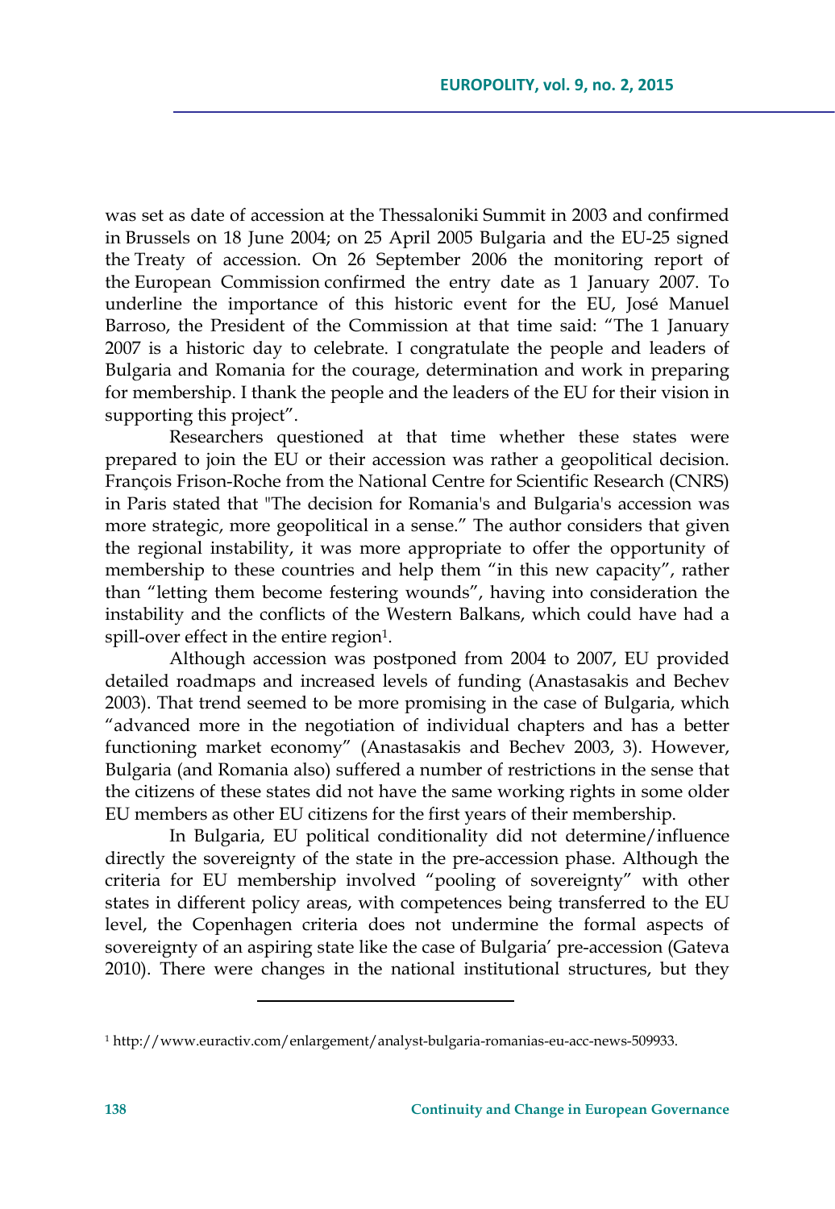was set as date of accession at the Thessaloniki Summit in 2003 and confirmed in Brussels on 18 June 2004; on 25 April 2005 Bulgaria and the EU-25 signed the Treaty of accession. On 26 September 2006 the monitoring report of the European Commission confirmed the entry date as 1 January 2007. To underline the importance of this historic event for the EU, José Manuel Barroso, the President of the Commission at that time said: "The 1 January 2007 is a historic day to celebrate. I congratulate the people and leaders of Bulgaria and Romania for the courage, determination and work in preparing for membership. I thank the people and the leaders of the EU for their vision in supporting this project".

Researchers questioned at that time whether these states were prepared to join the EU or their accession was rather a geopolitical decision. François Frison-Roche from the National Centre for Scientific Research (CNRS) in Paris stated that "The decision for Romania's and Bulgaria's accession was more strategic, more geopolitical in a sense." The author considers that given the regional instability, it was more appropriate to offer the opportunity of membership to these countries and help them "in this new capacity", rather than "letting them become festering wounds", having into consideration the instability and the conflicts of the Western Balkans, which could have had a spill-over effect in the entire region[1].

Although accession was postponed from 2004 to 2007, EU provided detailed roadmaps and increased levels of funding (Anastasakis and Bechev 2003). That trend seemed to be more promising in the case of Bulgaria, which "advanced more in the negotiation of individual chapters and has a better functioning market economy" (Anastasakis and Bechev 2003, 3). However, Bulgaria (and Romania also) suffered a number of restrictions in the sense that the citizens of these states did not have the same working rights in some older EU members as other EU citizens for the first years of their membership.

In Bulgaria, EU political conditionality did not determine/influence directly the sovereignty of the state in the pre-accession phase. Although the criteria for EU membership involved "pooling of sovereignty" with other states in different policy areas, with competences being transferred to the EU level, the Copenhagen criteria does not undermine the formal aspects of sovereignty of an aspiring state like the case of Bulgaria' pre-accession (Gateva 2010). There were changes in the national institutional structures, but they

---

[1] http://www.euractiv.com/enlargement/analyst-bulgaria-romanias-eu-acc-news-509933.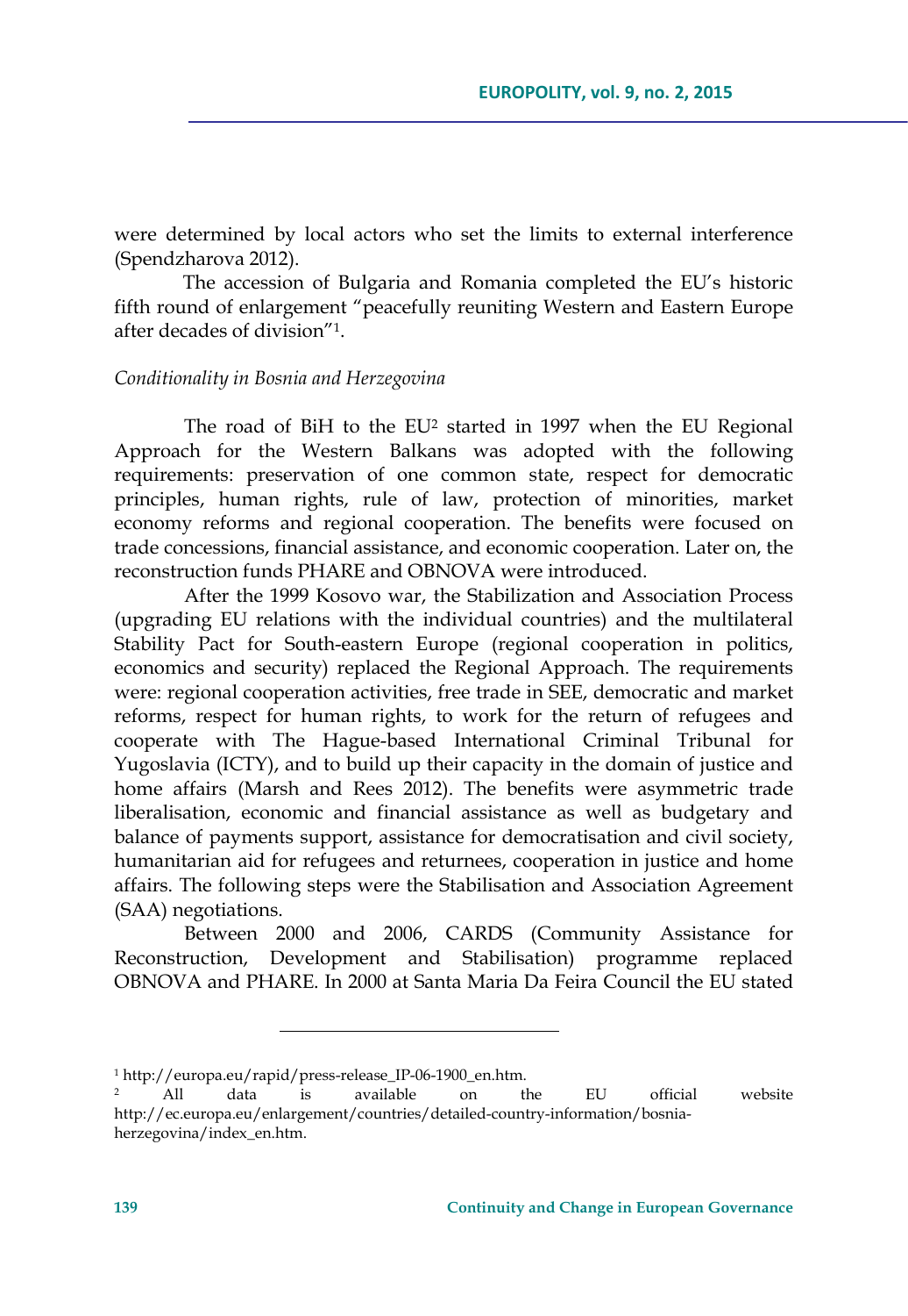were determined by local actors who set the limits to external interference (Spendzharova 2012).

The accession of Bulgaria and Romania completed the EU's historic fifth round of enlargement "peacefully reuniting Western and Eastern Europe after decades of division"[1].

*Conditionality in Bosnia and Herzegovina*

The road of BiH to the EU[2] started in 1997 when the EU Regional Approach for the Western Balkans was adopted with the following requirements: preservation of one common state, respect for democratic principles, human rights, rule of law, protection of minorities, market economy reforms and regional cooperation. The benefits were focused on trade concessions, financial assistance, and economic cooperation. Later on, the reconstruction funds PHARE and OBNOVA were introduced.

After the 1999 Kosovo war, the Stabilization and Association Process (upgrading EU relations with the individual countries) and the multilateral Stability Pact for South-eastern Europe (regional cooperation in politics, economics and security) replaced the Regional Approach. The requirements were: regional cooperation activities, free trade in SEE, democratic and market reforms, respect for human rights, to work for the return of refugees and cooperate with The Hague-based International Criminal Tribunal for Yugoslavia (ICTY), and to build up their capacity in the domain of justice and home affairs (Marsh and Rees 2012). The benefits were asymmetric trade liberalisation, economic and financial assistance as well as budgetary and balance of payments support, assistance for democratisation and civil society, humanitarian aid for refugees and returnees, cooperation in justice and home affairs. The following steps were the Stabilisation and Association Agreement (SAA) negotiations.

Between 2000 and 2006, CARDS (Community Assistance for Reconstruction, Development and Stabilisation) programme replaced OBNOVA and PHARE. In 2000 at Santa Maria Da Feira Council the EU stated

---

[1] http://europa.eu/rapid/press-release_IP-06-1900_en.htm.

[2] All data is available on the EU official website http://ec.europa.eu/enlargement/countries/detailed-country-information/bosnia-herzegovina/index_en.htm.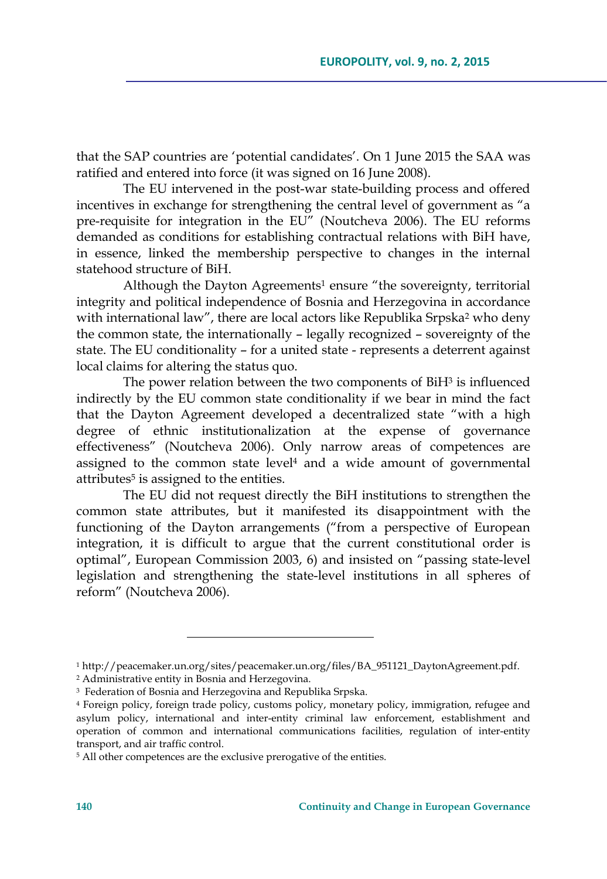that the SAP countries are 'potential candidates'. On 1 June 2015 the SAA was ratified and entered into force (it was signed on 16 June 2008).

The EU intervened in the post-war state-building process and offered incentives in exchange for strengthening the central level of government as "a pre-requisite for integration in the EU" (Noutcheva 2006). The EU reforms demanded as conditions for establishing contractual relations with BiH have, in essence, linked the membership perspective to changes in the internal statehood structure of BiH.

Although the Dayton Agreements[1] ensure "the sovereignty, territorial integrity and political independence of Bosnia and Herzegovina in accordance with international law", there are local actors like Republika Srpska[2] who deny the common state, the internationally – legally recognized – sovereignty of the state. The EU conditionality – for a united state - represents a deterrent against local claims for altering the status quo.

The power relation between the two components of BiH[3] is influenced indirectly by the EU common state conditionality if we bear in mind the fact that the Dayton Agreement developed a decentralized state "with a high degree of ethnic institutionalization at the expense of governance effectiveness" (Noutcheva 2006). Only narrow areas of competences are assigned to the common state level[4] and a wide amount of governmental attributes[5] is assigned to the entities.

The EU did not request directly the BiH institutions to strengthen the common state attributes, but it manifested its disappointment with the functioning of the Dayton arrangements ("from a perspective of European integration, it is difficult to argue that the current constitutional order is optimal", European Commission 2003, 6) and insisted on "passing state-level legislation and strengthening the state-level institutions in all spheres of reform" (Noutcheva 2006).

---

[1] http://peacemaker.un.org/sites/peacemaker.un.org/files/BA_951121_DaytonAgreement.pdf.

[2] Administrative entity in Bosnia and Herzegovina.

[3] Federation of Bosnia and Herzegovina and Republika Srpska.

[4] Foreign policy, foreign trade policy, customs policy, monetary policy, immigration, refugee and asylum policy, international and inter-entity criminal law enforcement, establishment and operation of common and international communications facilities, regulation of inter-entity transport, and air traffic control.

[5] All other competences are the exclusive prerogative of the entities.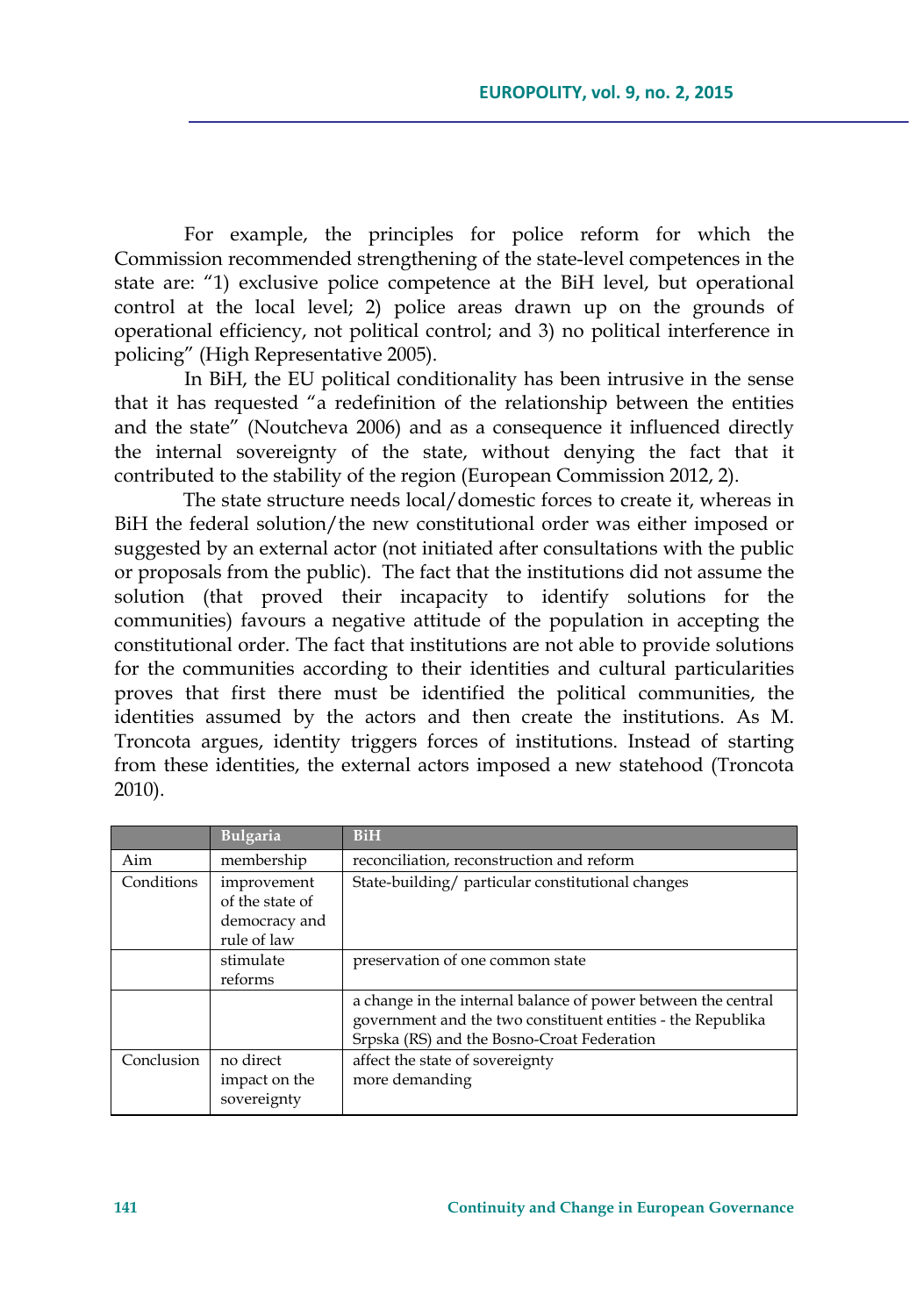For example, the principles for police reform for which the Commission recommended strengthening of the state-level competences in the state are: "1) exclusive police competence at the BiH level, but operational control at the local level; 2) police areas drawn up on the grounds of operational efficiency, not political control; and 3) no political interference in policing" (High Representative 2005).

In BiH, the EU political conditionality has been intrusive in the sense that it has requested "a redefinition of the relationship between the entities and the state" (Noutcheva 2006) and as a consequence it influenced directly the internal sovereignty of the state, without denying the fact that it contributed to the stability of the region (European Commission 2012, 2).

The state structure needs local/domestic forces to create it, whereas in BiH the federal solution/the new constitutional order was either imposed or suggested by an external actor (not initiated after consultations with the public or proposals from the public). The fact that the institutions did not assume the solution (that proved their incapacity to identify solutions for the communities) favours a negative attitude of the population in accepting the constitutional order. The fact that institutions are not able to provide solutions for the communities according to their identities and cultural particularities proves that first there must be identified the political communities, the identities assumed by the actors and then create the institutions. As M. Troncota argues, identity triggers forces of institutions. Instead of starting from these identities, the external actors imposed a new statehood (Troncota 2010).

| | Bulgaria | BiH |
|---|---|---|
| Aim | membership | reconciliation, reconstruction and reform |
| Conditions | improvement of the state of democracy and rule of law | State-building/ particular constitutional changes |
| | stimulate reforms | preservation of one common state |
| | | a change in the internal balance of power between the central government and the two constituent entities - the Republika Srpska (RS) and the Bosno-Croat Federation |
| Conclusion | no direct impact on the sovereignty | affect the state of sovereignty<br>more demanding |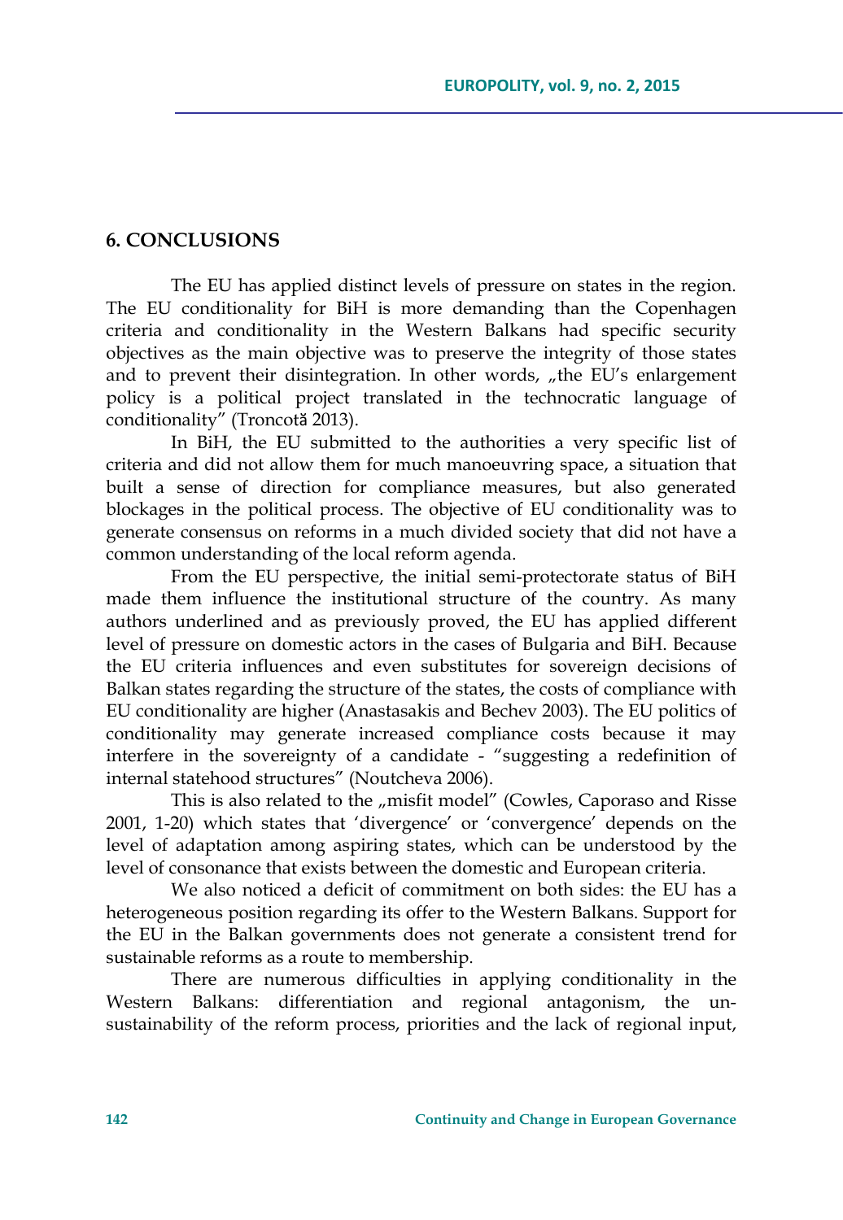## 6. CONCLUSIONS

The EU has applied distinct levels of pressure on states in the region. The EU conditionality for BiH is more demanding than the Copenhagen criteria and conditionality in the Western Balkans had specific security objectives as the main objective was to preserve the integrity of those states and to prevent their disintegration. In other words, „the EU's enlargement policy is a political project translated in the technocratic language of conditionality" (Troncotă 2013).

In BiH, the EU submitted to the authorities a very specific list of criteria and did not allow them for much manoeuvring space, a situation that built a sense of direction for compliance measures, but also generated blockages in the political process. The objective of EU conditionality was to generate consensus on reforms in a much divided society that did not have a common understanding of the local reform agenda.

From the EU perspective, the initial semi-protectorate status of BiH made them influence the institutional structure of the country. As many authors underlined and as previously proved, the EU has applied different level of pressure on domestic actors in the cases of Bulgaria and BiH. Because the EU criteria influences and even substitutes for sovereign decisions of Balkan states regarding the structure of the states, the costs of compliance with EU conditionality are higher (Anastasakis and Bechev 2003). The EU politics of conditionality may generate increased compliance costs because it may interfere in the sovereignty of a candidate - "suggesting a redefinition of internal statehood structures" (Noutcheva 2006).

This is also related to the „misfit model" (Cowles, Caporaso and Risse 2001, 1-20) which states that 'divergence' or 'convergence' depends on the level of adaptation among aspiring states, which can be understood by the level of consonance that exists between the domestic and European criteria.

We also noticed a deficit of commitment on both sides: the EU has a heterogeneous position regarding its offer to the Western Balkans. Support for the EU in the Balkan governments does not generate a consistent trend for sustainable reforms as a route to membership.

There are numerous difficulties in applying conditionality in the Western Balkans: differentiation and regional antagonism, the un-sustainability of the reform process, priorities and the lack of regional input,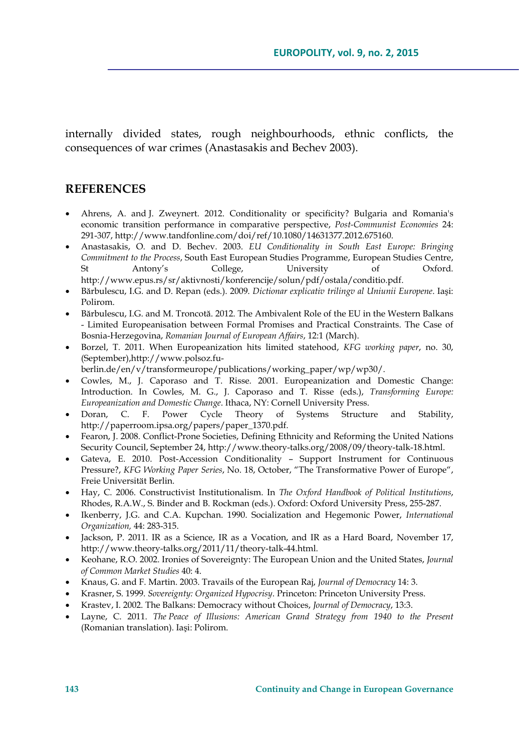internally divided states, rough neighbourhoods, ethnic conflicts, the consequences of war crimes (Anastasakis and Bechev 2003).

## REFERENCES

- Ahrens, A. and J. Zweynert. 2012. Conditionality or specificity? Bulgaria and Romania's economic transition performance in comparative perspective, *Post-Communist Economies* 24: 291-307, http://www.tandfonline.com/doi/ref/10.1080/14631377.2012.675160.
- Anastasakis, O. and D. Bechev. 2003. *EU Conditionality in South East Europe: Bringing Commitment to the Process*, South East European Studies Programme, European Studies Centre, St Antony's College, University of Oxford. http://www.epus.rs/sr/aktivnosti/konferencije/solun/pdf/ostala/conditio.pdf.
- Bărbulescu, I.G. and D. Repan (eds.). 2009. *Dictionar explicativ trilingv al Uniunii Europene*. Iaşi: Polirom.
- Bărbulescu, I.G. and M. Troncotă. 2012. The Ambivalent Role of the EU in the Western Balkans - Limited Europeanisation between Formal Promises and Practical Constraints. The Case of Bosnia-Herzegovina, *Romanian Journal of European Affairs*, 12:1 (March).
- Borzel, T. 2011. When Europeanization hits limited statehood, *KFG working paper*, no. 30, (September),http://www.polsoz.fu-berlin.de/en/v/transformeurope/publications/working_paper/wp/wp30/.
- Cowles, M., J. Caporaso and T. Risse. 2001. Europeanization and Domestic Change: Introduction. In Cowles, M. G., J. Caporaso and T. Risse (eds.), *Transforming Europe: Europeanization and Domestic Change*. Ithaca, NY: Cornell University Press.
- Doran, C. F. Power Cycle Theory of Systems Structure and Stability, http://paperroom.ipsa.org/papers/paper_1370.pdf.
- Fearon, J. 2008. Conflict-Prone Societies, Defining Ethnicity and Reforming the United Nations Security Council, September 24, http://www.theory-talks.org/2008/09/theory-talk-18.html.
- Gateva, E. 2010. Post-Accession Conditionality – Support Instrument for Continuous Pressure?, *KFG Working Paper Series*, No. 18, October, "The Transformative Power of Europe", Freie Universität Berlin.
- Hay, C. 2006. Constructivist Institutionalism. In *The Oxford Handbook of Political Institutions*, Rhodes, R.A.W., S. Binder and B. Rockman (eds.). Oxford: Oxford University Press, 255-287.
- Ikenberry, J.G. and C.A. Kupchan. 1990. Socialization and Hegemonic Power, *International Organization,* 44: 283-315.
- Jackson, P. 2011. IR as a Science, IR as a Vocation, and IR as a Hard Board, November 17, http://www.theory-talks.org/2011/11/theory-talk-44.html.
- Keohane, R.O. 2002. Ironies of Sovereignty: The European Union and the United States, *Journal of Common Market Studies* 40: 4.
- Knaus, G. and F. Martin. 2003. Travails of the European Raj, *Journal of Democracy* 14: 3.
- Krasner, S. 1999. *Sovereignty: Organized Hypocrisy*. Princeton: Princeton University Press.
- Krastev, I. 2002. The Balkans: Democracy without Choices, *Journal of Democracy*, 13:3.
- Layne, C. 2011. *The Peace of Illusions: American Grand Strategy from 1940 to the Present* (Romanian translation). Iaşi: Polirom.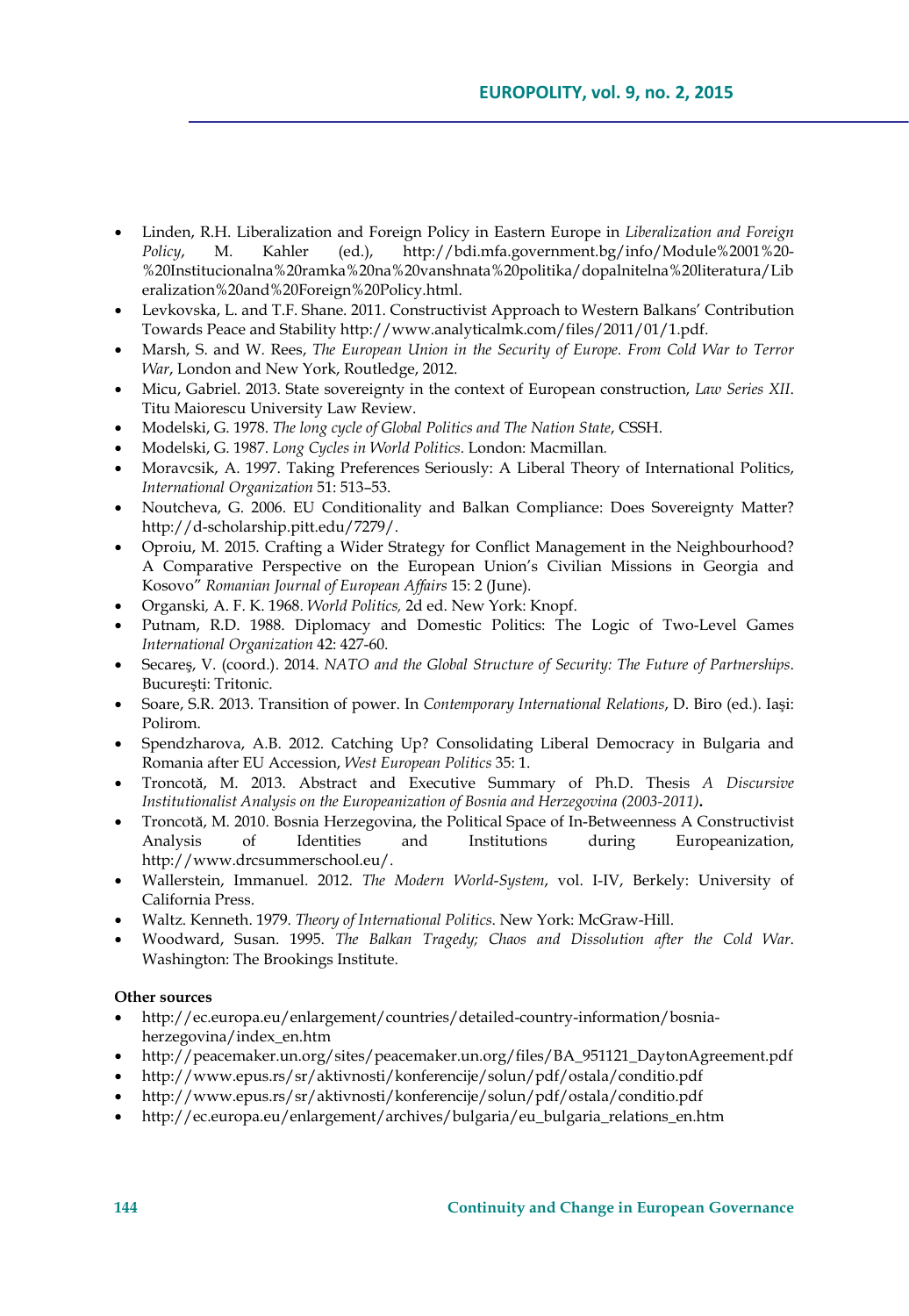- Linden, R.H. Liberalization and Foreign Policy in Eastern Europe in *Liberalization and Foreign Policy*, M. Kahler (ed.), http://bdi.mfa.government.bg/info/Module%2001%20-%20Institucionalna%20ramka%20na%20vanshnata%20politika/dopalnitelna%20literatura/Liberalization%20and%20Foreign%20Policy.html.
- Levkovska, L. and T.F. Shane. 2011. Constructivist Approach to Western Balkans' Contribution Towards Peace and Stability http://www.analyticalmk.com/files/2011/01/1.pdf.
- Marsh, S. and W. Rees, *The European Union in the Security of Europe. From Cold War to Terror War*, London and New York, Routledge, 2012.
- Micu, Gabriel. 2013. State sovereignty in the context of European construction, *Law Series XII*. Titu Maiorescu University Law Review.
- Modelski, G. 1978. *The long cycle of Global Politics and The Nation State*, CSSH.
- Modelski, G. 1987. *Long Cycles in World Politics*. London: Macmillan.
- Moravcsik, A. 1997. Taking Preferences Seriously: A Liberal Theory of International Politics, *International Organization* 51: 513–53.
- Noutcheva, G. 2006. EU Conditionality and Balkan Compliance: Does Sovereignty Matter? http://d-scholarship.pitt.edu/7279/.
- Oproiu, M. 2015. Crafting a Wider Strategy for Conflict Management in the Neighbourhood? A Comparative Perspective on the European Union's Civilian Missions in Georgia and Kosovo" *Romanian Journal of European Affairs* 15: 2 (June).
- Organski, A. F. K. 1968. *World Politics,* 2d ed. New York: Knopf.
- Putnam, R.D. 1988. Diplomacy and Domestic Politics: The Logic of Two-Level Games *International Organization* 42: 427-60.
- Secareş, V. (coord.). 2014. *NATO and the Global Structure of Security: The Future of Partnerships*. Bucureşti: Tritonic.
- Soare, S.R. 2013. Transition of power. In *Contemporary International Relations*, D. Biro (ed.). Iaşi: Polirom.
- Spendzharova, A.B. 2012. Catching Up? Consolidating Liberal Democracy in Bulgaria and Romania after EU Accession, *West European Politics* 35: 1.
- Troncotă, M. 2013. Abstract and Executive Summary of Ph.D. Thesis *A Discursive Institutionalist Analysis on the Europeanization of Bosnia and Herzegovina (2003-2011)*.
- Troncotă, M. 2010. Bosnia Herzegovina, the Political Space of In-Betweenness A Constructivist Analysis of Identities and Institutions during Europeanization, http://www.drcsummerschool.eu/.
- Wallerstein, Immanuel. 2012. *The Modern World-System*, vol. I-IV, Berkely: University of California Press.
- Waltz. Kenneth. 1979. *Theory of International Politics*. New York: McGraw-Hill.
- Woodward, Susan. 1995. *The Balkan Tragedy; Chaos and Dissolution after the Cold War*. Washington: The Brookings Institute.

**Other sources**

- http://ec.europa.eu/enlargement/countries/detailed-country-information/bosnia-herzegovina/index_en.htm
- http://peacemaker.un.org/sites/peacemaker.un.org/files/BA_951121_DaytonAgreement.pdf
- http://www.epus.rs/sr/aktivnosti/konferencije/solun/pdf/ostala/conditio.pdf
- http://www.epus.rs/sr/aktivnosti/konferencije/solun/pdf/ostala/conditio.pdf
- http://ec.europa.eu/enlargement/archives/bulgaria/eu_bulgaria_relations_en.htm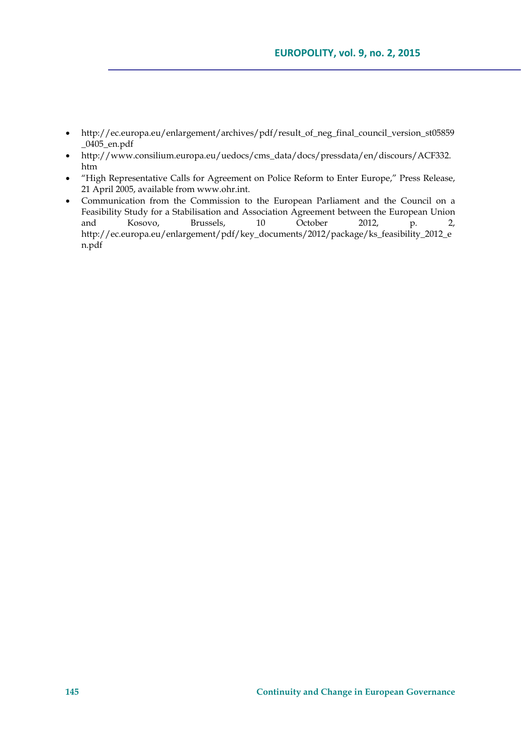- http://ec.europa.eu/enlargement/archives/pdf/result_of_neg_final_council_version_st05859_0405_en.pdf
- http://www.consilium.europa.eu/uedocs/cms_data/docs/pressdata/en/discours/ACF332.htm
- "High Representative Calls for Agreement on Police Reform to Enter Europe," Press Release, 21 April 2005, available from www.ohr.int.
- Communication from the Commission to the European Parliament and the Council on a Feasibility Study for a Stabilisation and Association Agreement between the European Union and Kosovo, Brussels, 10 October 2012, p. 2, http://ec.europa.eu/enlargement/pdf/key_documents/2012/package/ks_feasibility_2012_en.pdf